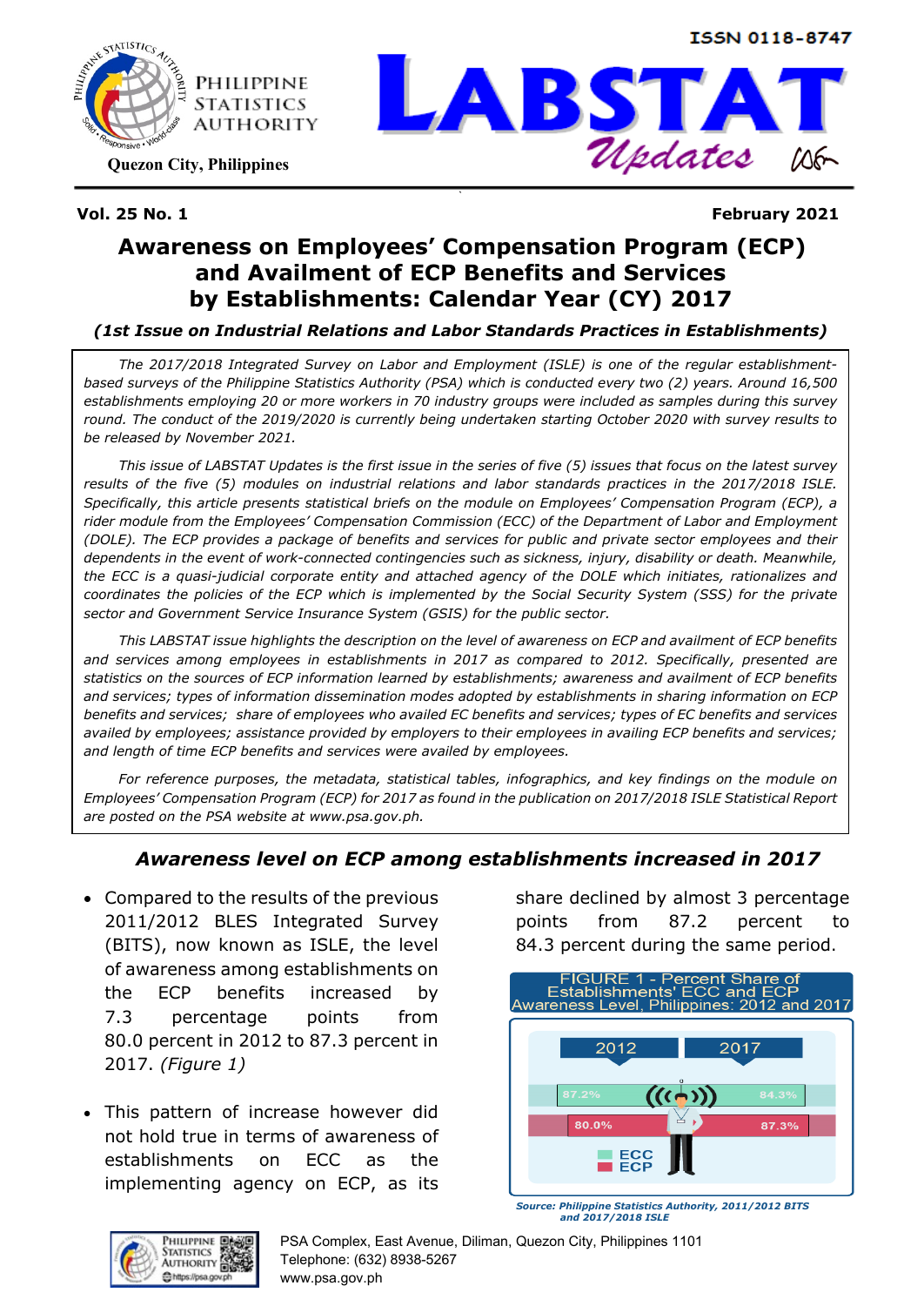ISSN 0118-8747

PHILIPPINE STATISTICS AUTHORITY

Quezon City, Philippines

# LABSTAT Updates

**Vol. 25 No. 1** **February 2021**

# Awareness on Employees' Compensation Program (ECP) and Availment of ECP Benefits and Services by Establishments: Calendar Year (CY) 2017

***(1st Issue on Industrial Relations and Labor Standards Practices in Establishments)***

*The 2017/2018 Integrated Survey on Labor and Employment (ISLE) is one of the regular establishment-based surveys of the Philippine Statistics Authority (PSA) which is conducted every two (2) years. Around 16,500 establishments employing 20 or more workers in 70 industry groups were included as samples during this survey round. The conduct of the 2019/2020 is currently being undertaken starting October 2020 with survey results to be released by November 2021.*

*This issue of LABSTAT Updates is the first issue in the series of five (5) issues that focus on the latest survey results of the five (5) modules on industrial relations and labor standards practices in the 2017/2018 ISLE. Specifically, this article presents statistical briefs on the module on Employees' Compensation Program (ECP), a rider module from the Employees' Compensation Commission (ECC) of the Department of Labor and Employment (DOLE). The ECP provides a package of benefits and services for public and private sector employees and their dependents in the event of work-connected contingencies such as sickness, injury, disability or death. Meanwhile, the ECC is a quasi-judicial corporate entity and attached agency of the DOLE which initiates, rationalizes and coordinates the policies of the ECP which is implemented by the Social Security System (SSS) for the private sector and Government Service Insurance System (GSIS) for the public sector.*

*This LABSTAT issue highlights the description on the level of awareness on ECP and availment of ECP benefits and services among employees in establishments in 2017 as compared to 2012. Specifically, presented are statistics on the sources of ECP information learned by establishments; awareness and availment of ECP benefits and services; types of information dissemination modes adopted by establishments in sharing information on ECP benefits and services; share of employees who availed EC benefits and services; types of EC benefits and services availed by employees; assistance provided by employers to their employees in availing ECP benefits and services; and length of time ECP benefits and services were availed by employees.*

*For reference purposes, the metadata, statistical tables, infographics, and key findings on the module on Employees' Compensation Program (ECP) for 2017 as found in the publication on 2017/2018 ISLE Statistical Report are posted on the PSA website at www.psa.gov.ph.*

## *Awareness level on ECP among establishments increased in 2017*

- Compared to the results of the previous 2011/2012 BLES Integrated Survey (BITS), now known as ISLE, the level of awareness among establishments on the ECP benefits increased by 7.3 percentage points from 80.0 percent in 2012 to 87.3 percent in 2017. *(Figure 1)*

- This pattern of increase however did not hold true in terms of awareness of establishments on ECC as the implementing agency on ECP, as its share declined by almost 3 percentage points from 87.2 percent to 84.3 percent during the same period.

FIGURE 1 - Percent Share of Establishments' ECC and ECP Awareness Level, Philippines: 2012 and 2017

| | 2012 | 2017 |
|---|---|---|
| ECC | 87.2% | 84.3% |
| ECP | 80.0% | 87.3% |

*Source: Philippine Statistics Authority, 2011/2012 BITS and 2017/2018 ISLE*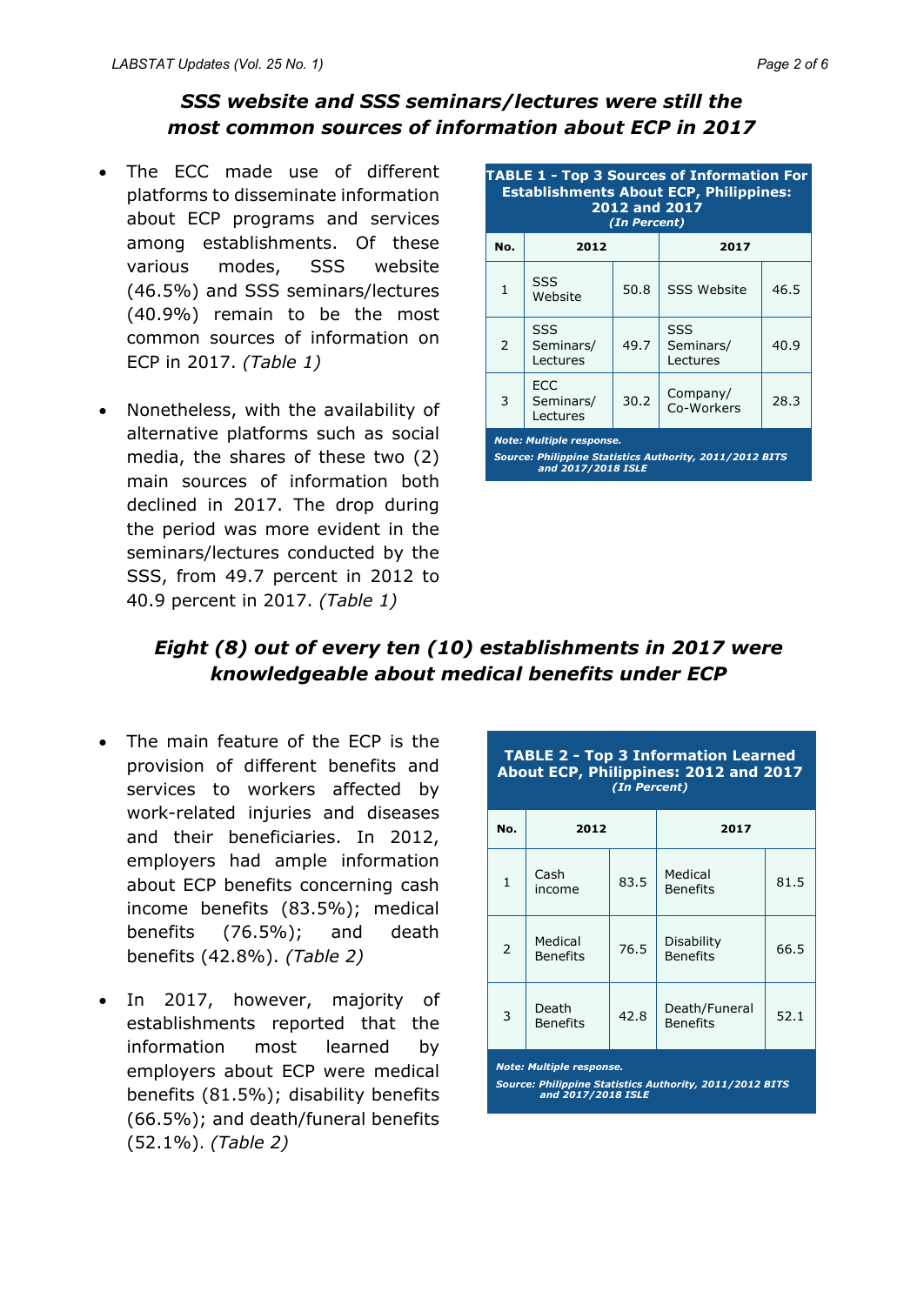## *SSS website and SSS seminars/lectures were still the most common sources of information about ECP in 2017*

- The ECC made use of different platforms to disseminate information about ECP programs and services among establishments. Of these various modes, SSS website (46.5%) and SSS seminars/lectures (40.9%) remain to be the most common sources of information on ECP in 2017. *(Table 1)*

- Nonetheless, with the availability of alternative platforms such as social media, the shares of these two (2) main sources of information both declined in 2017. The drop during the period was more evident in the seminars/lectures conducted by the SSS, from 49.7 percent in 2012 to 40.9 percent in 2017. *(Table 1)*

**TABLE 1 - Top 3 Sources of Information For Establishments About ECP, Philippines: 2012 and 2017**
*(In Percent)*

| No. | 2012 | | 2017 | |
|---|---|---|---|---|
| 1 | SSS Website | 50.8 | SSS Website | 46.5 |
| 2 | SSS Seminars/ Lectures | 49.7 | SSS Seminars/ Lectures | 40.9 |
| 3 | ECC Seminars/ Lectures | 30.2 | Company/ Co-Workers | 28.3 |

*Note: Multiple response.*
*Source: Philippine Statistics Authority, 2011/2012 BITS and 2017/2018 ISLE*

## *Eight (8) out of every ten (10) establishments in 2017 were knowledgeable about medical benefits under ECP*

- The main feature of the ECP is the provision of different benefits and services to workers affected by work-related injuries and diseases and their beneficiaries. In 2012, employers had ample information about ECP benefits concerning cash income benefits (83.5%); medical benefits (76.5%); and death benefits (42.8%). *(Table 2)*

- In 2017, however, majority of establishments reported that the information most learned by employers about ECP were medical benefits (81.5%); disability benefits (66.5%); and death/funeral benefits (52.1%). *(Table 2)*

**TABLE 2 - Top 3 Information Learned About ECP, Philippines: 2012 and 2017**
*(In Percent)*

| No. | 2012 | | 2017 | |
|---|---|---|---|---|
| 1 | Cash income | 83.5 | Medical Benefits | 81.5 |
| 2 | Medical Benefits | 76.5 | Disability Benefits | 66.5 |
| 3 | Death Benefits | 42.8 | Death/Funeral Benefits | 52.1 |

*Note: Multiple response.*
*Source: Philippine Statistics Authority, 2011/2012 BITS and 2017/2018 ISLE*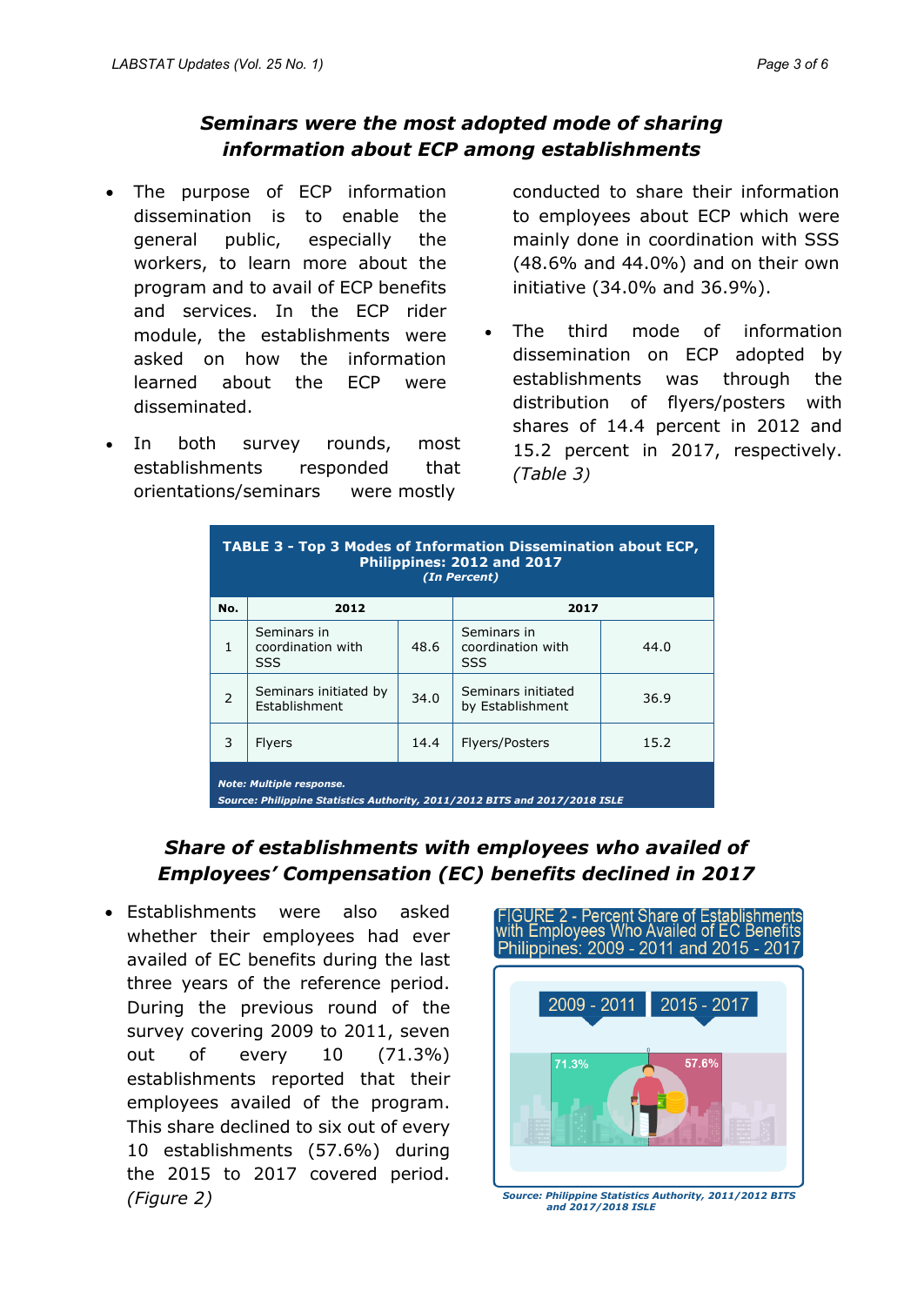## *Seminars were the most adopted mode of sharing information about ECP among establishments*

- The purpose of ECP information dissemination is to enable the general public, especially the workers, to learn more about the program and to avail of ECP benefits and services. In the ECP rider module, the establishments were asked on how the information learned about the ECP were disseminated.
- In both survey rounds, most establishments responded that orientations/seminars were mostly conducted to share their information to employees about ECP which were mainly done in coordination with SSS (48.6% and 44.0%) and on their own initiative (34.0% and 36.9%).
- The third mode of information dissemination on ECP adopted by establishments was through the distribution of flyers/posters with shares of 14.4 percent in 2012 and 15.2 percent in 2017, respectively. *(Table 3)*

**TABLE 3 - Top 3 Modes of Information Dissemination about ECP, Philippines: 2012 and 2017**
***(In Percent)***

| No. | 2012 | | 2017 | |
|---|---|---|---|---|
| 1 | Seminars in coordination with SSS | 48.6 | Seminars in coordination with SSS | 44.0 |
| 2 | Seminars initiated by Establishment | 34.0 | Seminars initiated by Establishment | 36.9 |
| 3 | Flyers | 14.4 | Flyers/Posters | 15.2 |

***Note: Multiple response.***
***Source: Philippine Statistics Authority, 2011/2012 BITS and 2017/2018 ISLE***

## *Share of establishments with employees who availed of Employees' Compensation (EC) benefits declined in 2017*

- Establishments were also asked whether their employees had ever availed of EC benefits during the last three years of the reference period. During the previous round of the survey covering 2009 to 2011, seven out of every 10 (71.3%) establishments reported that their employees availed of the program. This share declined to six out of every 10 establishments (57.6%) during the 2015 to 2017 covered period. *(Figure 2)*

FIGURE 2 - Percent Share of Establishments with Employees Who Availed of EC Benefits Philippines: 2009 - 2011 and 2015 - 2017

| 2009 - 2011 | 2015 - 2017 |
|---|---|
| 71.3% | 57.6% |

***Source: Philippine Statistics Authority, 2011/2012 BITS and 2017/2018 ISLE***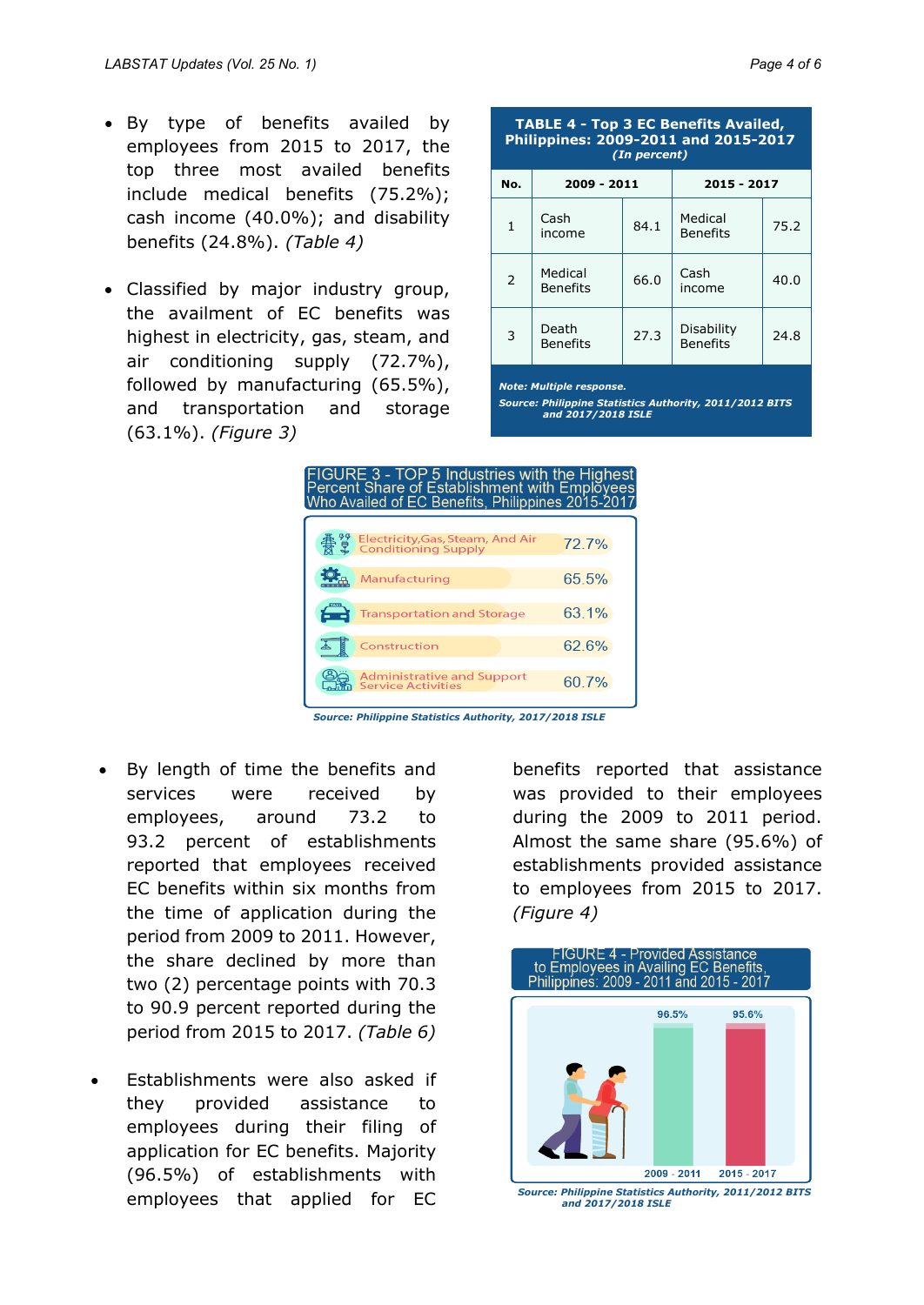- By type of benefits availed by employees from 2015 to 2017, the top three most availed benefits include medical benefits (75.2%); cash income (40.0%); and disability benefits (24.8%). *(Table 4)*

- Classified by major industry group, the availment of EC benefits was highest in electricity, gas, steam, and air conditioning supply (72.7%), followed by manufacturing (65.5%), and transportation and storage (63.1%). *(Figure 3)*

**TABLE 4 - Top 3 EC Benefits Availed, Philippines: 2009-2011 and 2015-2017**
***(In percent)***

| No. | 2009 - 2011 | | 2015 - 2017 | |
|---|---|---|---|---|
| 1 | Cash income | 84.1 | Medical Benefits | 75.2 |
| 2 | Medical Benefits | 66.0 | Cash income | 40.0 |
| 3 | Death Benefits | 27.3 | Disability Benefits | 24.8 |

***Note: Multiple response.***
***Source: Philippine Statistics Authority, 2011/2012 BITS and 2017/2018 ISLE***

**FIGURE 3 - TOP 5 Industries with the Highest Percent Share of Establishment with Employees Who Availed of EC Benefits, Philippines 2015-2017**

| Industry | Percent |
|---|---|
| Electricity, Gas, Steam, And Air Conditioning Supply | 72.7% |
| Manufacturing | 65.5% |
| Transportation and Storage | 63.1% |
| Construction | 62.6% |
| Administrative and Support Service Activities | 60.7% |

***Source: Philippine Statistics Authority, 2017/2018 ISLE***

- By length of time the benefits and services were received by employees, around 73.2 to 93.2 percent of establishments reported that employees received EC benefits within six months from the time of application during the period from 2009 to 2011. However, the share declined by more than two (2) percentage points with 70.3 to 90.9 percent reported during the period from 2015 to 2017. *(Table 6)*

- Establishments were also asked if they provided assistance to employees during their filing of application for EC benefits. Majority (96.5%) of establishments with employees that applied for EC benefits reported that assistance was provided to their employees during the 2009 to 2011 period. Almost the same share (95.6%) of establishments provided assistance to employees from 2015 to 2017. *(Figure 4)*

**FIGURE 4 - Provided Assistance to Employees in Availing EC Benefits, Philippines: 2009 - 2011 and 2015 - 2017**

| Period | Percent |
|---|---|
| 2009 - 2011 | 96.5% |
| 2015 - 2017 | 95.6% |

***Source: Philippine Statistics Authority, 2011/2012 BITS and 2017/2018 ISLE***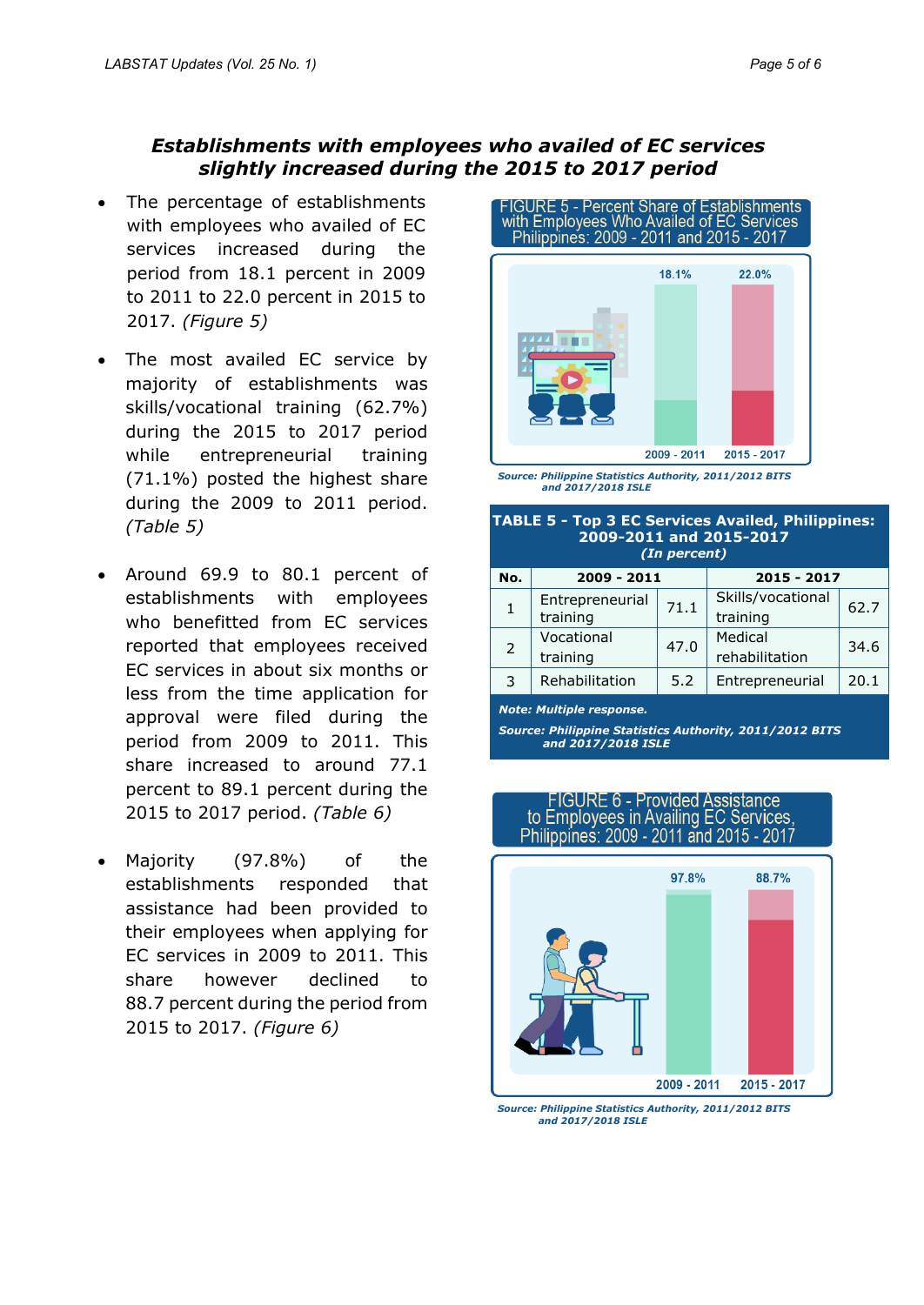## *Establishments with employees who availed of EC services slightly increased during the 2015 to 2017 period*

- The percentage of establishments with employees who availed of EC services increased during the period from 18.1 percent in 2009 to 2011 to 22.0 percent in 2015 to 2017. *(Figure 5)*
- The most availed EC service by majority of establishments was skills/vocational training (62.7%) during the 2015 to 2017 period while entrepreneurial training (71.1%) posted the highest share during the 2009 to 2011 period. *(Table 5)*
- Around 69.9 to 80.1 percent of establishments with employees who benefitted from EC services reported that employees received EC services in about six months or less from the time application for approval were filed during the period from 2009 to 2011. This share increased to around 77.1 percent to 89.1 percent during the 2015 to 2017 period. *(Table 6)*
- Majority (97.8%) of the establishments responded that assistance had been provided to their employees when applying for EC services in 2009 to 2011. This share however declined to 88.7 percent during the period from 2015 to 2017. *(Figure 6)*

FIGURE 5 - Percent Share of Establishments with Employees Who Availed of EC Services Philippines: 2009 - 2011 and 2015 - 2017

| | 2009 - 2011 | 2015 - 2017 |
|---|---|---|
| Percent share | 18.1% | 22.0% |

***Source: Philippine Statistics Authority, 2011/2012 BITS and 2017/2018 ISLE***

**TABLE 5 - Top 3 EC Services Availed, Philippines: 2009-2011 and 2015-2017**
***(In percent)***

| No. | 2009 - 2011 | | 2015 - 2017 | |
|---|---|---|---|---|
| 1 | Entrepreneurial training | 71.1 | Skills/vocational training | 62.7 |
| 2 | Vocational training | 47.0 | Medical rehabilitation | 34.6 |
| 3 | Rehabilitation | 5.2 | Entrepreneurial | 20.1 |

***Note: Multiple response.***

***Source: Philippine Statistics Authority, 2011/2012 BITS and 2017/2018 ISLE***

FIGURE 6 - Provided Assistance to Employees in Availing EC Services, Philippines: 2009 - 2011 and 2015 - 2017

| | 2009 - 2011 | 2015 - 2017 |
|---|---|---|
| Percent | 97.8% | 88.7% |

***Source: Philippine Statistics Authority, 2011/2012 BITS and 2017/2018 ISLE***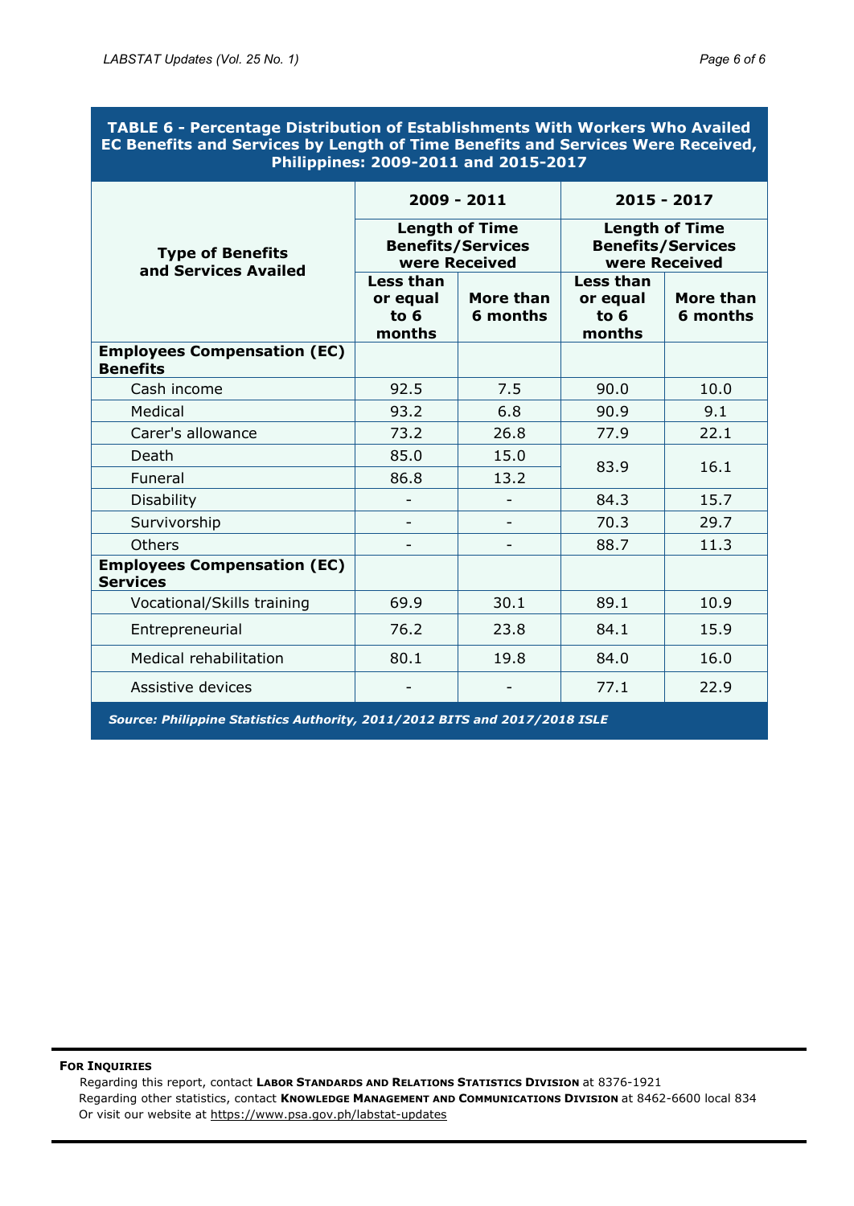**TABLE 6 - Percentage Distribution of Establishments With Workers Who Availed EC Benefits and Services by Length of Time Benefits and Services Were Received, Philippines: 2009-2011 and 2015-2017**

| Type of Benefits and Services Availed | 2009 - 2011 | | 2015 - 2017 | |
|---|---|---|---|---|
| | Length of Time Benefits/Services were Received | | Length of Time Benefits/Services were Received | |
| | Less than or equal to 6 months | More than 6 months | Less than or equal to 6 months | More than 6 months |
| **Employees Compensation (EC) Benefits** | | | | |
| Cash income | 92.5 | 7.5 | 90.0 | 10.0 |
| Medical | 93.2 | 6.8 | 90.9 | 9.1 |
| Carer's allowance | 73.2 | 26.8 | 77.9 | 22.1 |
| Death | 85.0 | 15.0 | 83.9 | 16.1 |
| Funeral | 86.8 | 13.2 | | |
| Disability | - | - | 84.3 | 15.7 |
| Survivorship | - | - | 70.3 | 29.7 |
| Others | - | - | 88.7 | 11.3 |
| **Employees Compensation (EC) Services** | | | | |
| Vocational/Skills training | 69.9 | 30.1 | 89.1 | 10.9 |
| Entrepreneurial | 76.2 | 23.8 | 84.1 | 15.9 |
| Medical rehabilitation | 80.1 | 19.8 | 84.0 | 16.0 |
| Assistive devices | - | - | 77.1 | 22.9 |

*Source: Philippine Statistics Authority, 2011/2012 BITS and 2017/2018 ISLE*

**For Inquiries**

Regarding this report, contact **Labor Standards and Relations Statistics Division** at 8376-1921
Regarding other statistics, contact **Knowledge Management and Communications Division** at 8462-6600 local 834
Or visit our website at https://www.psa.gov.ph/labstat-updates